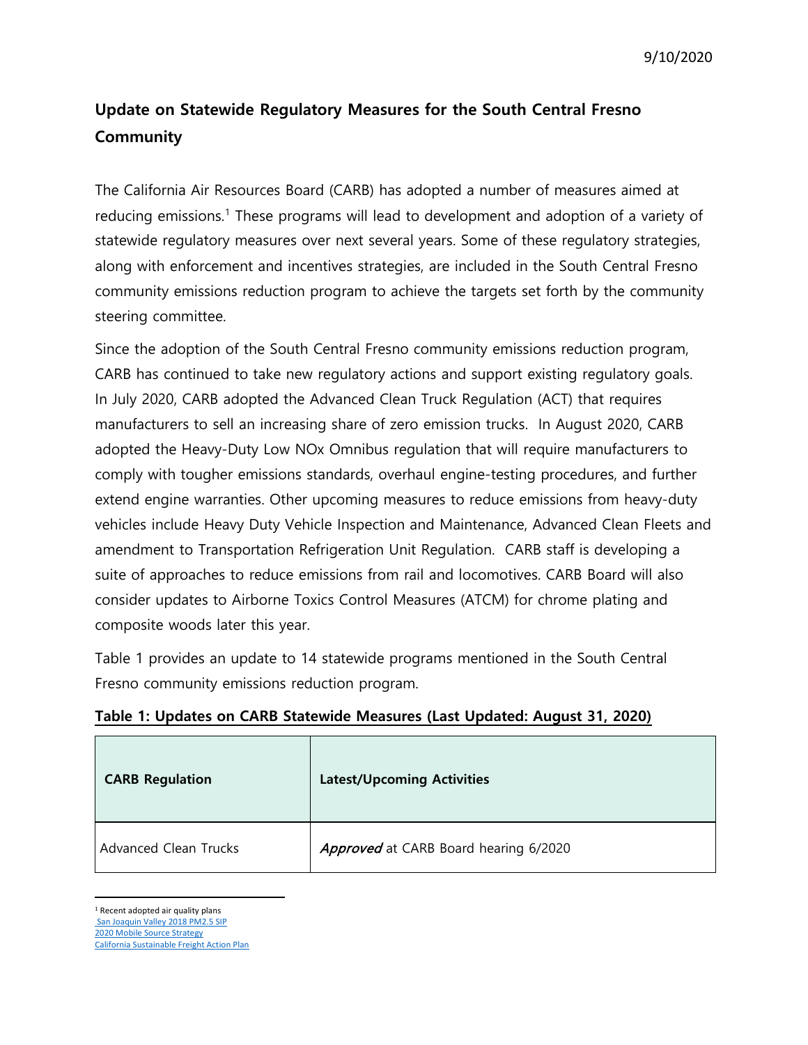9/10/2020

# Update on Statewide Regulatory Measures for the South Central Fresno Community

The California Air Resources Board (CARB) has adopted a number of measures aimed at reducing emissions.[1] These programs will lead to development and adoption of a variety of statewide regulatory measures over next several years. Some of these regulatory strategies, along with enforcement and incentives strategies, are included in the South Central Fresno community emissions reduction program to achieve the targets set forth by the community steering committee.

Since the adoption of the South Central Fresno community emissions reduction program, CARB has continued to take new regulatory actions and support existing regulatory goals. In July 2020, CARB adopted the Advanced Clean Truck Regulation (ACT) that requires manufacturers to sell an increasing share of zero emission trucks. In August 2020, CARB adopted the Heavy-Duty Low NOx Omnibus regulation that will require manufacturers to comply with tougher emissions standards, overhaul engine-testing procedures, and further extend engine warranties. Other upcoming measures to reduce emissions from heavy-duty vehicles include Heavy Duty Vehicle Inspection and Maintenance, Advanced Clean Fleets and amendment to Transportation Refrigeration Unit Regulation. CARB staff is developing a suite of approaches to reduce emissions from rail and locomotives. CARB Board will also consider updates to Airborne Toxics Control Measures (ATCM) for chrome plating and composite woods later this year.

Table 1 provides an update to 14 statewide programs mentioned in the South Central Fresno community emissions reduction program.

**Table 1: Updates on CARB Statewide Measures (Last Updated: August 31, 2020)**

| CARB Regulation | Latest/Upcoming Activities |
|---|---|
| Advanced Clean Trucks | *Approved* at CARB Board hearing 6/2020 |

[1] Recent adopted air quality plans
San Joaquin Valley 2018 PM2.5 SIP
2020 Mobile Source Strategy
California Sustainable Freight Action Plan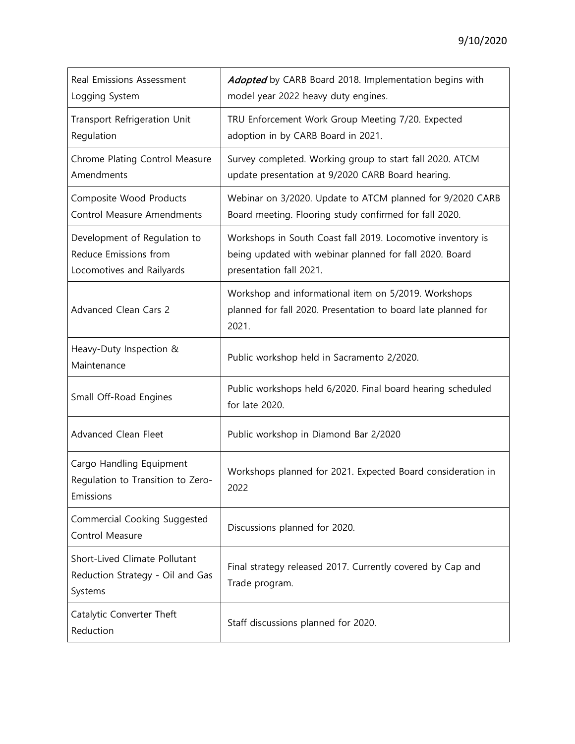| | |
|---|---|
| Real Emissions Assessment Logging System | *Adopted* by CARB Board 2018. Implementation begins with model year 2022 heavy duty engines. |
| Transport Refrigeration Unit Regulation | TRU Enforcement Work Group Meeting 7/20. Expected adoption in by CARB Board in 2021. |
| Chrome Plating Control Measure Amendments | Survey completed. Working group to start fall 2020. ATCM update presentation at 9/2020 CARB Board hearing. |
| Composite Wood Products Control Measure Amendments | Webinar on 3/2020. Update to ATCM planned for 9/2020 CARB Board meeting. Flooring study confirmed for fall 2020. |
| Development of Regulation to Reduce Emissions from Locomotives and Railyards | Workshops in South Coast fall 2019. Locomotive inventory is being updated with webinar planned for fall 2020. Board presentation fall 2021. |
| Advanced Clean Cars 2 | Workshop and informational item on 5/2019. Workshops planned for fall 2020. Presentation to board late planned for 2021. |
| Heavy-Duty Inspection & Maintenance | Public workshop held in Sacramento 2/2020. |
| Small Off-Road Engines | Public workshops held 6/2020. Final board hearing scheduled for late 2020. |
| Advanced Clean Fleet | Public workshop in Diamond Bar 2/2020 |
| Cargo Handling Equipment Regulation to Transition to Zero-Emissions | Workshops planned for 2021. Expected Board consideration in 2022 |
| Commercial Cooking Suggested Control Measure | Discussions planned for 2020. |
| Short-Lived Climate Pollutant Reduction Strategy - Oil and Gas Systems | Final strategy released 2017. Currently covered by Cap and Trade program. |
| Catalytic Converter Theft Reduction | Staff discussions planned for 2020. |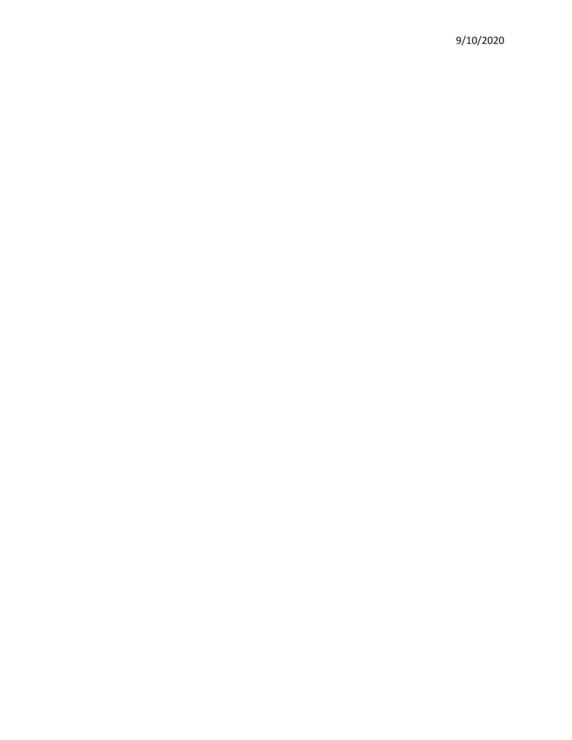9/10/2020